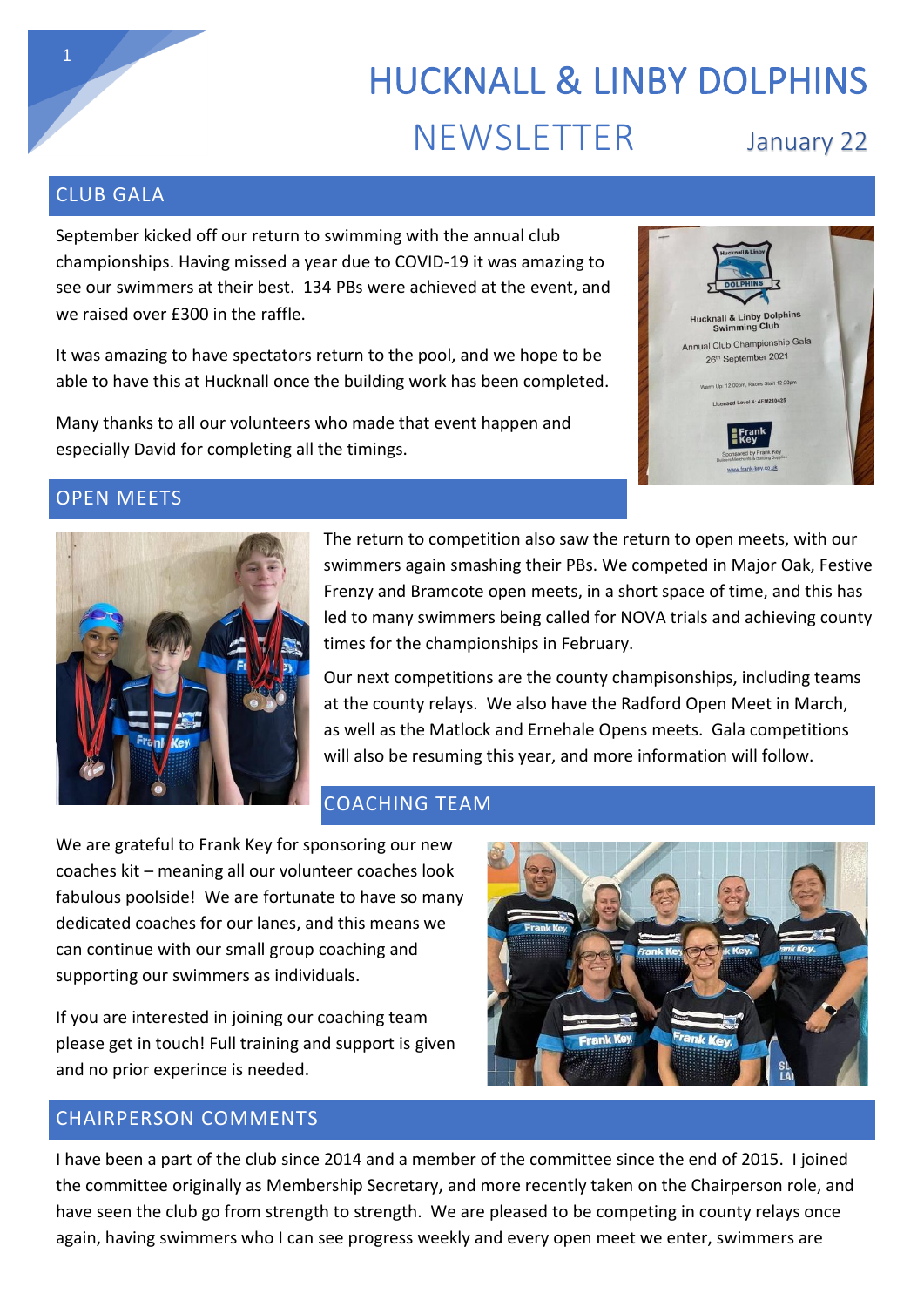# HUCKNALL & LINBY DOLPHINS NEWSLETTER

January 22

## CLUB GALA

September kicked off our return to swimming with the annual club championships. Having missed a year due to COVID-19 it was amazing to see our swimmers at their best. 134 PBs were achieved at the event, and we raised over £300 in the raffle.

It was amazing to have spectators return to the pool, and we hope to be able to have this at Hucknall once the building work has been completed.

Many thanks to all our volunteers who made that event happen and especially David for completing all the timings.

## OPEN MEETS

The return to competition also saw the return to open meets, with our swimmers again smashing their PBs. We competed in Major Oak, Festive Frenzy and Bramcote open meets, in a short space of time, and this has led to many swimmers being called for NOVA trials and achieving county times for the championships in February.

Our next competitions are the county champisonships, including teams at the county relays. We also have the Radford Open Meet in March, as well as the Matlock and Ernehale Opens meets. Gala competitions will also be resuming this year, and more information will follow.

## COACHING TEAM

We are grateful to Frank Key for sponsoring our new coaches kit – meaning all our volunteer coaches look fabulous poolside! We are fortunate to have so many dedicated coaches for our lanes, and this means we can continue with our small group coaching and supporting our swimmers as individuals.

If you are interested in joining our coaching team please get in touch! Full training and support is given and no prior experince is needed.

## CHAIRPERSON COMMENTS

I have been a part of the club since 2014 and a member of the committee since the end of 2015. I joined the committee originally as Membership Secretary, and more recently taken on the Chairperson role, and have seen the club go from strength to strength. We are pleased to be competing in county relays once again, having swimmers who I can see progress weekly and every open meet we enter, swimmers are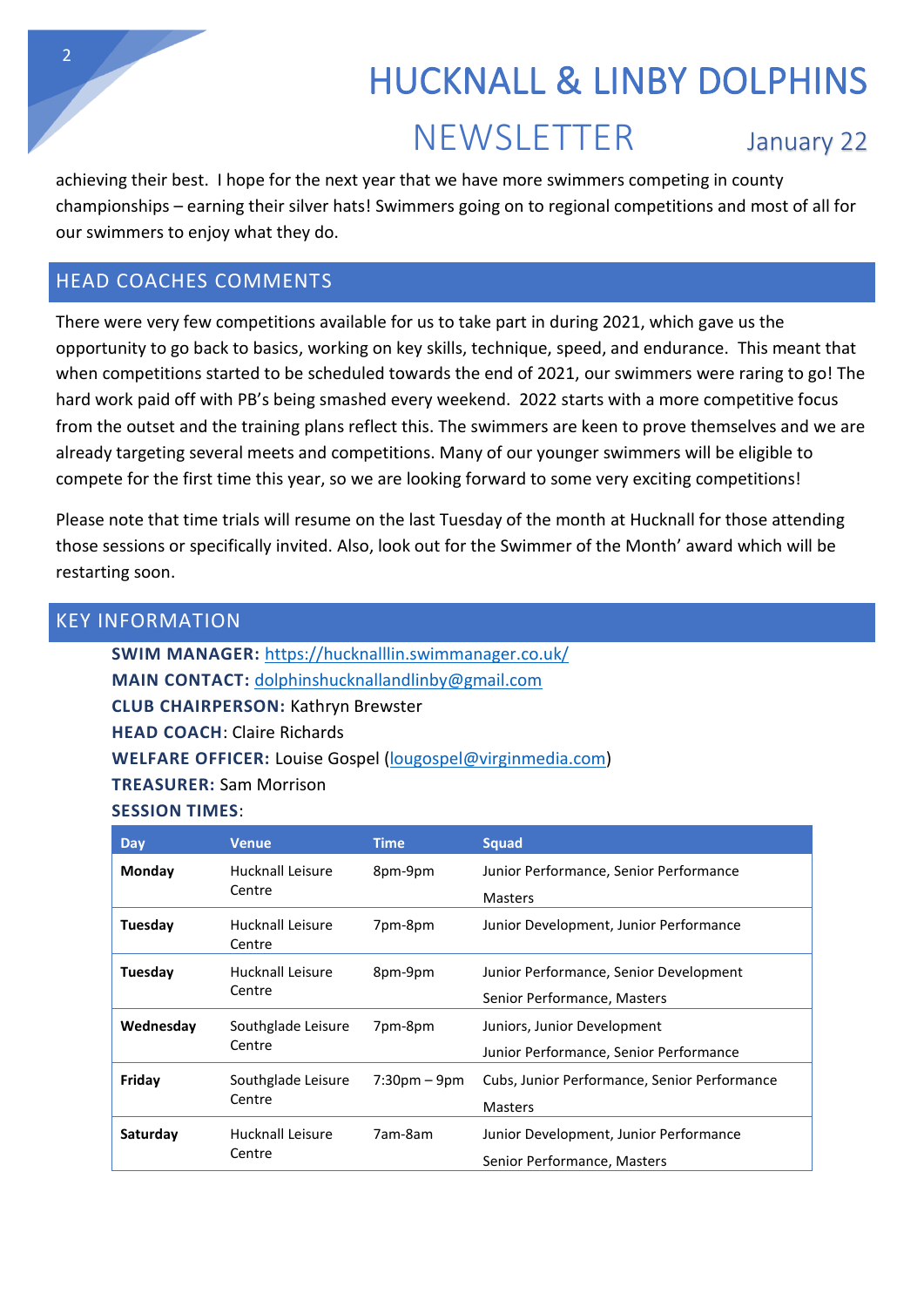achieving their best. I hope for the next year that we have more swimmers competing in county championships – earning their silver hats! Swimmers going on to regional competitions and most of all for our swimmers to enjoy what they do.

## HEAD COACHES COMMENTS

There were very few competitions available for us to take part in during 2021, which gave us the opportunity to go back to basics, working on key skills, technique, speed, and endurance. This meant that when competitions started to be scheduled towards the end of 2021, our swimmers were raring to go! The hard work paid off with PB's being smashed every weekend. 2022 starts with a more competitive focus from the outset and the training plans reflect this. The swimmers are keen to prove themselves and we are already targeting several meets and competitions. Many of our younger swimmers will be eligible to compete for the first time this year, so we are looking forward to some very exciting competitions!

Please note that time trials will resume on the last Tuesday of the month at Hucknall for those attending those sessions or specifically invited. Also, look out for the Swimmer of the Month' award which will be restarting soon.

## KEY INFORMATION

**SWIM MANAGER:** https://hucknalllin.swimmanager.co.uk/
**MAIN CONTACT:** dolphinshucknallandlinby@gmail.com
**CLUB CHAIRPERSON:** Kathryn Brewster
**HEAD COACH**: Claire Richards
**WELFARE OFFICER:** Louise Gospel (lougospel@virginmedia.com)
**TREASURER:** Sam Morrison
**SESSION TIMES**:

| Day | Venue | Time | Squad |
|---|---|---|---|
| **Monday** | Hucknall Leisure Centre | 8pm-9pm | Junior Performance, Senior Performance Masters |
| **Tuesday** | Hucknall Leisure Centre | 7pm-8pm | Junior Development, Junior Performance |
| **Tuesday** | Hucknall Leisure Centre | 8pm-9pm | Junior Performance, Senior Development Senior Performance, Masters |
| **Wednesday** | Southglade Leisure Centre | 7pm-8pm | Juniors, Junior Development Junior Performance, Senior Performance |
| **Friday** | Southglade Leisure Centre | 7:30pm – 9pm | Cubs, Junior Performance, Senior Performance Masters |
| **Saturday** | Hucknall Leisure Centre | 7am-8am | Junior Development, Junior Performance Senior Performance, Masters |